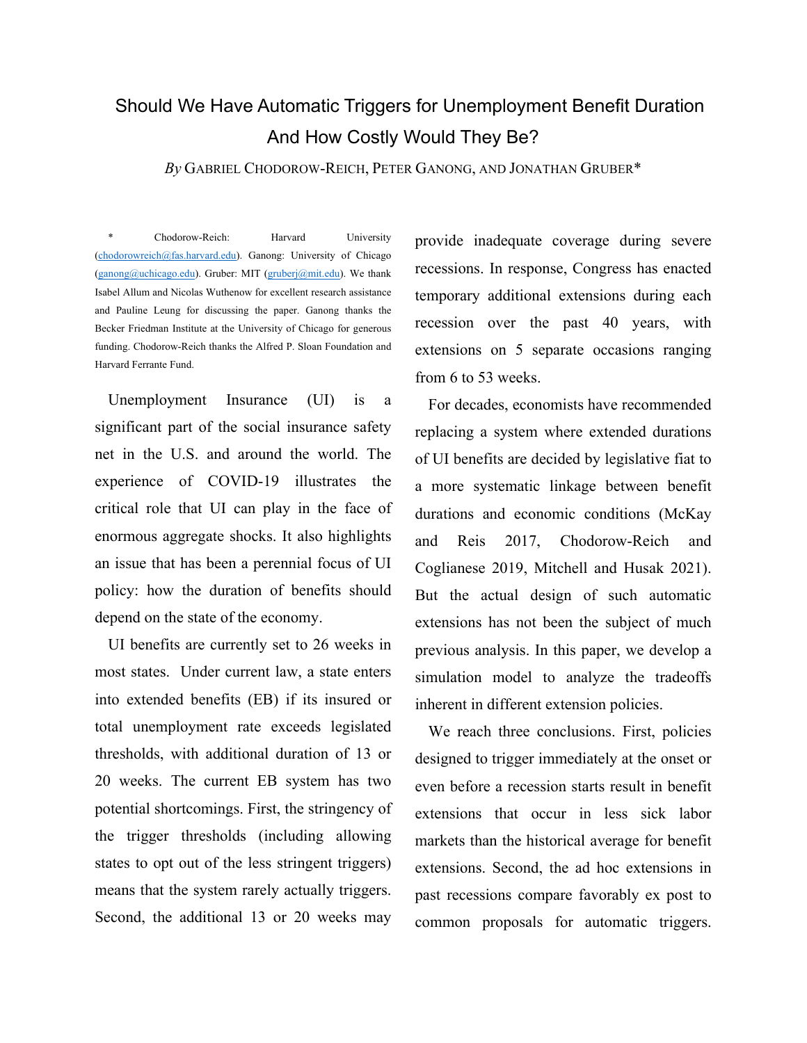# Should We Have Automatic Triggers for Unemployment Benefit Duration And How Costly Would They Be?

*By* GABRIEL CHODOROW-REICH, PETER GANONG, AND JONATHAN GRUBER*

\* Chodorow-Reich: Harvard University (chodorowreich@fas.harvard.edu). Ganong: University of Chicago (ganong@uchicago.edu). Gruber: MIT (gruberj@mit.edu). We thank Isabel Allum and Nicolas Wuthenow for excellent research assistance and Pauline Leung for discussing the paper. Ganong thanks the Becker Friedman Institute at the University of Chicago for generous funding. Chodorow-Reich thanks the Alfred P. Sloan Foundation and Harvard Ferrante Fund.

Unemployment Insurance (UI) is a significant part of the social insurance safety net in the U.S. and around the world. The experience of COVID-19 illustrates the critical role that UI can play in the face of enormous aggregate shocks. It also highlights an issue that has been a perennial focus of UI policy: how the duration of benefits should depend on the state of the economy.

UI benefits are currently set to 26 weeks in most states. Under current law, a state enters into extended benefits (EB) if its insured or total unemployment rate exceeds legislated thresholds, with additional duration of 13 or 20 weeks. The current EB system has two potential shortcomings. First, the stringency of the trigger thresholds (including allowing states to opt out of the less stringent triggers) means that the system rarely actually triggers. Second, the additional 13 or 20 weeks may provide inadequate coverage during severe recessions. In response, Congress has enacted temporary additional extensions during each recession over the past 40 years, with extensions on 5 separate occasions ranging from 6 to 53 weeks.

For decades, economists have recommended replacing a system where extended durations of UI benefits are decided by legislative fiat to a more systematic linkage between benefit durations and economic conditions (McKay and Reis 2017, Chodorow-Reich and Coglianese 2019, Mitchell and Husak 2021). But the actual design of such automatic extensions has not been the subject of much previous analysis. In this paper, we develop a simulation model to analyze the tradeoffs inherent in different extension policies.

We reach three conclusions. First, policies designed to trigger immediately at the onset or even before a recession starts result in benefit extensions that occur in less sick labor markets than the historical average for benefit extensions. Second, the ad hoc extensions in past recessions compare favorably ex post to common proposals for automatic triggers.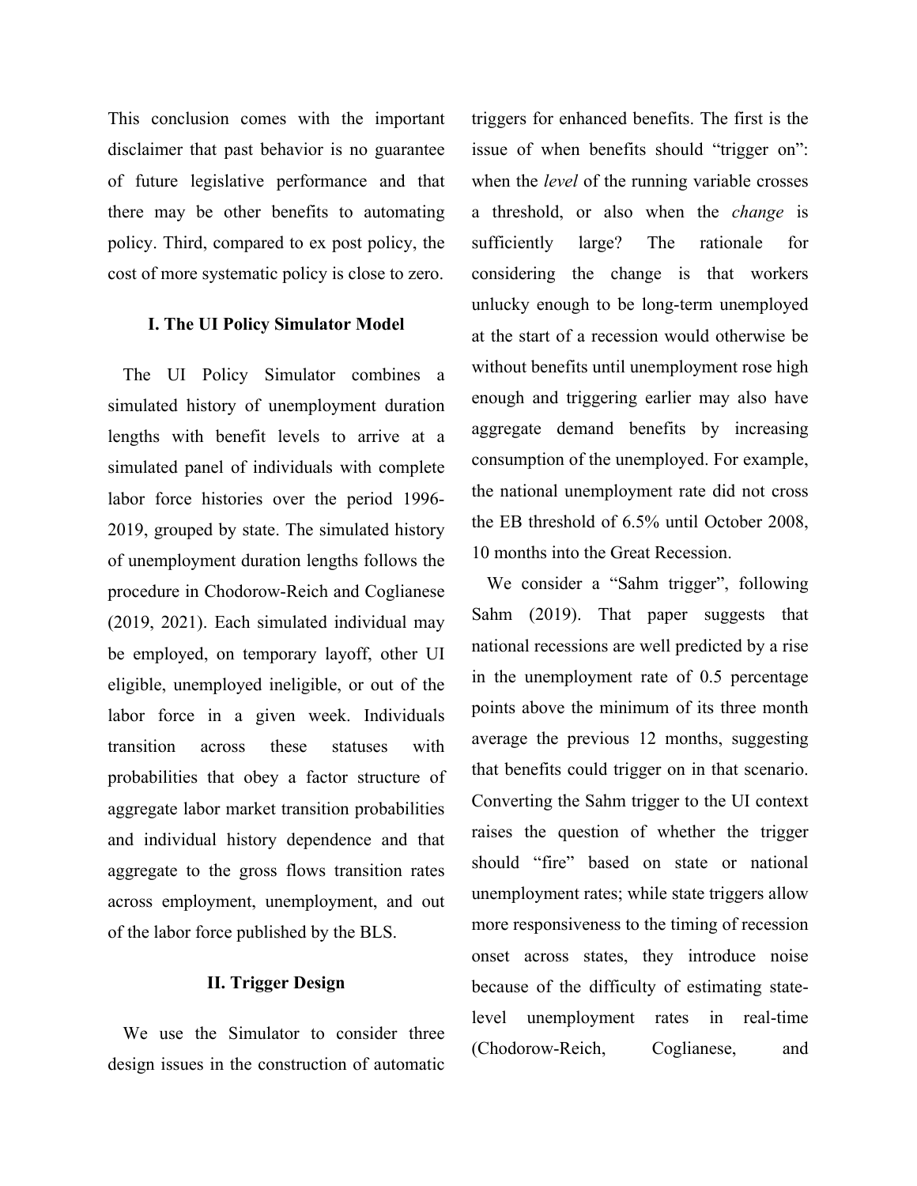This conclusion comes with the important disclaimer that past behavior is no guarantee of future legislative performance and that there may be other benefits to automating policy. Third, compared to ex post policy, the cost of more systematic policy is close to zero.

## I. The UI Policy Simulator Model

The UI Policy Simulator combines a simulated history of unemployment duration lengths with benefit levels to arrive at a simulated panel of individuals with complete labor force histories over the period 1996-2019, grouped by state. The simulated history of unemployment duration lengths follows the procedure in Chodorow-Reich and Coglianese (2019, 2021). Each simulated individual may be employed, on temporary layoff, other UI eligible, unemployed ineligible, or out of the labor force in a given week. Individuals transition across these statuses with probabilities that obey a factor structure of aggregate labor market transition probabilities and individual history dependence and that aggregate to the gross flows transition rates across employment, unemployment, and out of the labor force published by the BLS.

## II. Trigger Design

We use the Simulator to consider three design issues in the construction of automatic triggers for enhanced benefits. The first is the issue of when benefits should "trigger on": when the *level* of the running variable crosses a threshold, or also when the *change* is sufficiently large? The rationale for considering the change is that workers unlucky enough to be long-term unemployed at the start of a recession would otherwise be without benefits until unemployment rose high enough and triggering earlier may also have aggregate demand benefits by increasing consumption of the unemployed. For example, the national unemployment rate did not cross the EB threshold of 6.5% until October 2008, 10 months into the Great Recession.

We consider a "Sahm trigger", following Sahm (2019). That paper suggests that national recessions are well predicted by a rise in the unemployment rate of 0.5 percentage points above the minimum of its three month average the previous 12 months, suggesting that benefits could trigger on in that scenario. Converting the Sahm trigger to the UI context raises the question of whether the trigger should "fire" based on state or national unemployment rates; while state triggers allow more responsiveness to the timing of recession onset across states, they introduce noise because of the difficulty of estimating state-level unemployment rates in real-time (Chodorow-Reich, Coglianese, and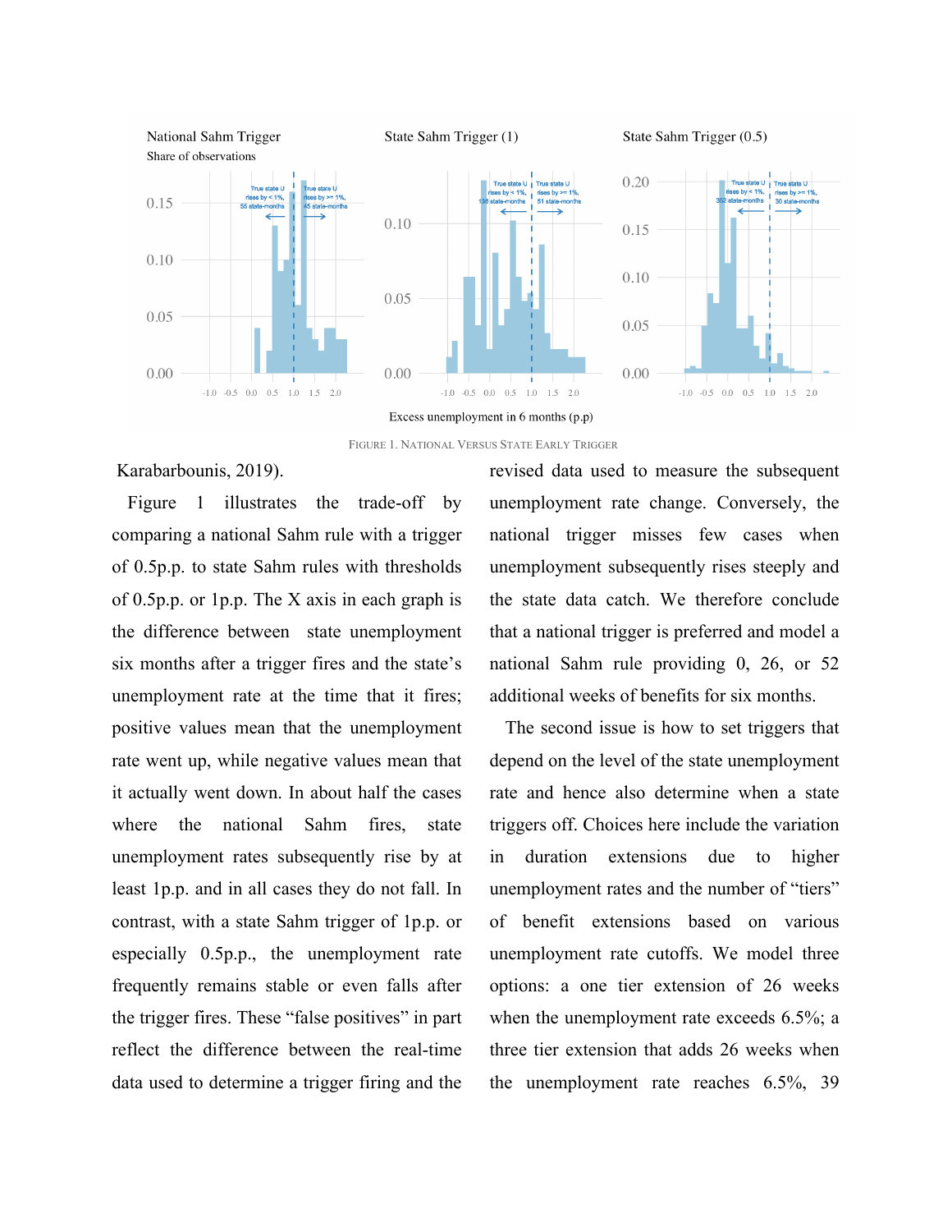FIGURE 1. NATIONAL VERSUS STATE EARLY TRIGGER

Karabarbounis, 2019).

Figure 1 illustrates the trade-off by comparing a national Sahm rule with a trigger of 0.5p.p. to state Sahm rules with thresholds of 0.5p.p. or 1p.p. The X axis in each graph is the difference between state unemployment six months after a trigger fires and the state's unemployment rate at the time that it fires; positive values mean that the unemployment rate went up, while negative values mean that it actually went down. In about half the cases where the national Sahm fires, state unemployment rates subsequently rise by at least 1p.p. and in all cases they do not fall. In contrast, with a state Sahm trigger of 1p.p. or especially 0.5p.p., the unemployment rate frequently remains stable or even falls after the trigger fires. These "false positives" in part reflect the difference between the real-time data used to determine a trigger firing and the revised data used to measure the subsequent unemployment rate change. Conversely, the national trigger misses few cases when unemployment subsequently rises steeply and the state data catch. We therefore conclude that a national trigger is preferred and model a national Sahm rule providing 0, 26, or 52 additional weeks of benefits for six months.

The second issue is how to set triggers that depend on the level of the state unemployment rate and hence also determine when a state triggers off. Choices here include the variation in duration extensions due to higher unemployment rates and the number of "tiers" of benefit extensions based on various unemployment rate cutoffs. We model three options: a one tier extension of 26 weeks when the unemployment rate exceeds 6.5%; a three tier extension that adds 26 weeks when the unemployment rate reaches 6.5%, 39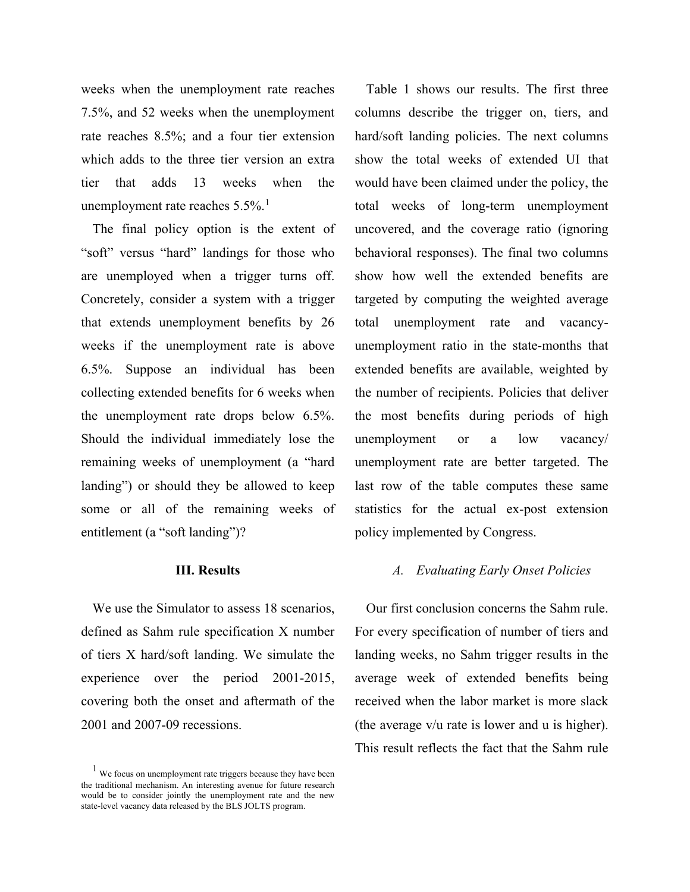weeks when the unemployment rate reaches 7.5%, and 52 weeks when the unemployment rate reaches 8.5%; and a four tier extension which adds to the three tier version an extra tier that adds 13 weeks when the unemployment rate reaches 5.5%.[1]

The final policy option is the extent of "soft" versus "hard" landings for those who are unemployed when a trigger turns off. Concretely, consider a system with a trigger that extends unemployment benefits by 26 weeks if the unemployment rate is above 6.5%. Suppose an individual has been collecting extended benefits for 6 weeks when the unemployment rate drops below 6.5%. Should the individual immediately lose the remaining weeks of unemployment (a "hard landing") or should they be allowed to keep some or all of the remaining weeks of entitlement (a "soft landing")?

## III. Results

We use the Simulator to assess 18 scenarios, defined as Sahm rule specification X number of tiers X hard/soft landing. We simulate the experience over the period 2001-2015, covering both the onset and aftermath of the 2001 and 2007-09 recessions.

Table 1 shows our results. The first three columns describe the trigger on, tiers, and hard/soft landing policies. The next columns show the total weeks of extended UI that would have been claimed under the policy, the total weeks of long-term unemployment uncovered, and the coverage ratio (ignoring behavioral responses). The final two columns show how well the extended benefits are targeted by computing the weighted average total unemployment rate and vacancy-unemployment ratio in the state-months that extended benefits are available, weighted by the number of recipients. Policies that deliver the most benefits during periods of high unemployment or a low vacancy/ unemployment rate are better targeted. The last row of the table computes these same statistics for the actual ex-post extension policy implemented by Congress.

### *A. Evaluating Early Onset Policies*

Our first conclusion concerns the Sahm rule. For every specification of number of tiers and landing weeks, no Sahm trigger results in the average week of extended benefits being received when the labor market is more slack (the average v/u rate is lower and u is higher). This result reflects the fact that the Sahm rule

[1] We focus on unemployment rate triggers because they have been the traditional mechanism. An interesting avenue for future research would be to consider jointly the unemployment rate and the new state-level vacancy data released by the BLS JOLTS program.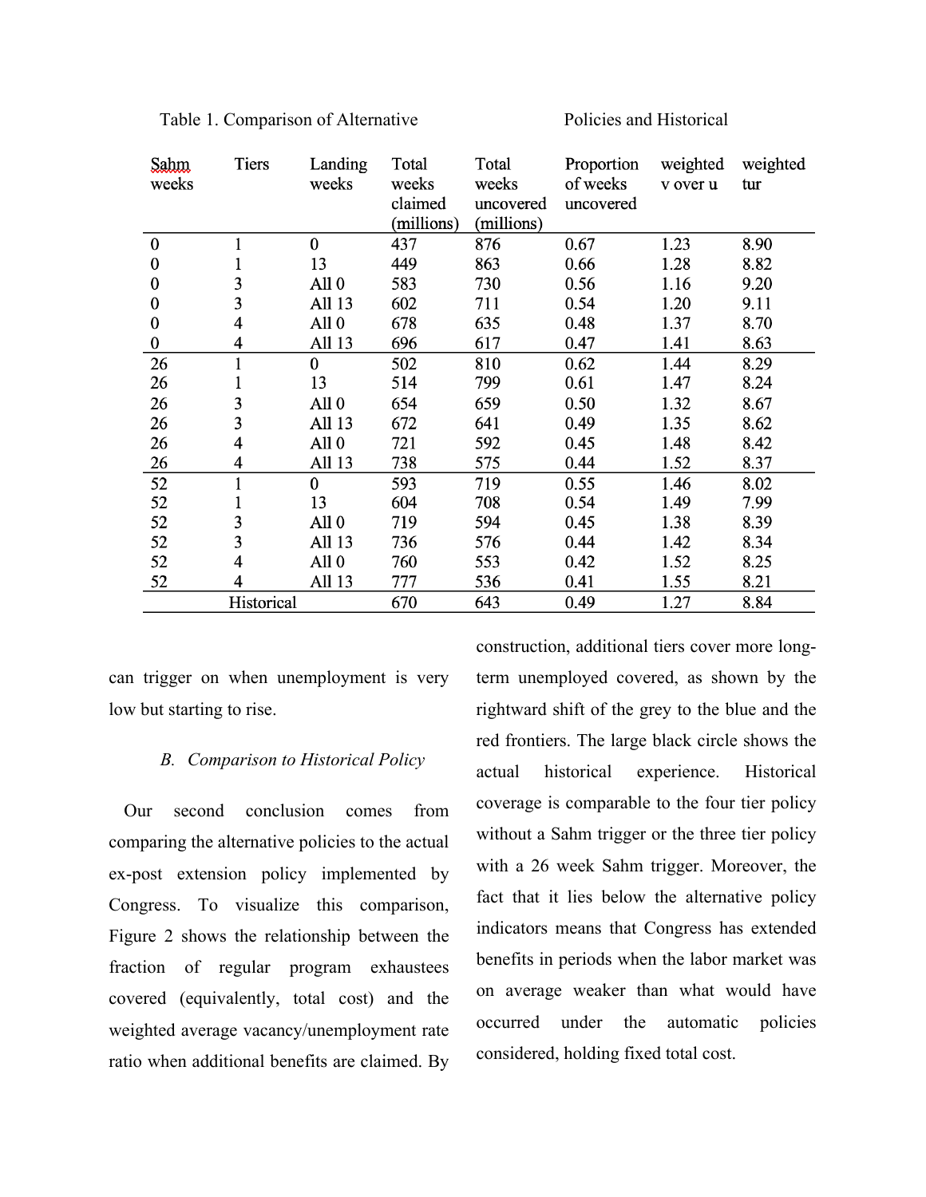Table 1. Comparison of Alternative Policies and Historical

| Sahm weeks | Tiers | Landing weeks | Total weeks claimed (millions) | Total weeks uncovered (millions) | Proportion of weeks uncovered | weighted v over u | weighted tur |
|---|---|---|---|---|---|---|---|
| 0 | 1 | 0 | 437 | 876 | 0.67 | 1.23 | 8.90 |
| 0 | 1 | 13 | 449 | 863 | 0.66 | 1.28 | 8.82 |
| 0 | 3 | All 0 | 583 | 730 | 0.56 | 1.16 | 9.20 |
| 0 | 3 | All 13 | 602 | 711 | 0.54 | 1.20 | 9.11 |
| 0 | 4 | All 0 | 678 | 635 | 0.48 | 1.37 | 8.70 |
| 0 | 4 | All 13 | 696 | 617 | 0.47 | 1.41 | 8.63 |
| 26 | 1 | 0 | 502 | 810 | 0.62 | 1.44 | 8.29 |
| 26 | 1 | 13 | 514 | 799 | 0.61 | 1.47 | 8.24 |
| 26 | 3 | All 0 | 654 | 659 | 0.50 | 1.32 | 8.67 |
| 26 | 3 | All 13 | 672 | 641 | 0.49 | 1.35 | 8.62 |
| 26 | 4 | All 0 | 721 | 592 | 0.45 | 1.48 | 8.42 |
| 26 | 4 | All 13 | 738 | 575 | 0.44 | 1.52 | 8.37 |
| 52 | 1 | 0 | 593 | 719 | 0.55 | 1.46 | 8.02 |
| 52 | 1 | 13 | 604 | 708 | 0.54 | 1.49 | 7.99 |
| 52 | 3 | All 0 | 719 | 594 | 0.45 | 1.38 | 8.39 |
| 52 | 3 | All 13 | 736 | 576 | 0.44 | 1.42 | 8.34 |
| 52 | 4 | All 0 | 760 | 553 | 0.42 | 1.52 | 8.25 |
| 52 | 4 | All 13 | 777 | 536 | 0.41 | 1.55 | 8.21 |
| | Historical | | 670 | 643 | 0.49 | 1.27 | 8.84 |

can trigger on when unemployment is very low but starting to rise.

### *B. Comparison to Historical Policy*

Our second conclusion comes from comparing the alternative policies to the actual ex-post extension policy implemented by Congress. To visualize this comparison, Figure 2 shows the relationship between the fraction of regular program exhaustees covered (equivalently, total cost) and the weighted average vacancy/unemployment rate ratio when additional benefits are claimed. By construction, additional tiers cover more long-term unemployed covered, as shown by the rightward shift of the grey to the blue and the red frontiers. The large black circle shows the actual historical experience. Historical coverage is comparable to the four tier policy without a Sahm trigger or the three tier policy with a 26 week Sahm trigger. Moreover, the fact that it lies below the alternative policy indicators means that Congress has extended benefits in periods when the labor market was on average weaker than what would have occurred under the automatic policies considered, holding fixed total cost.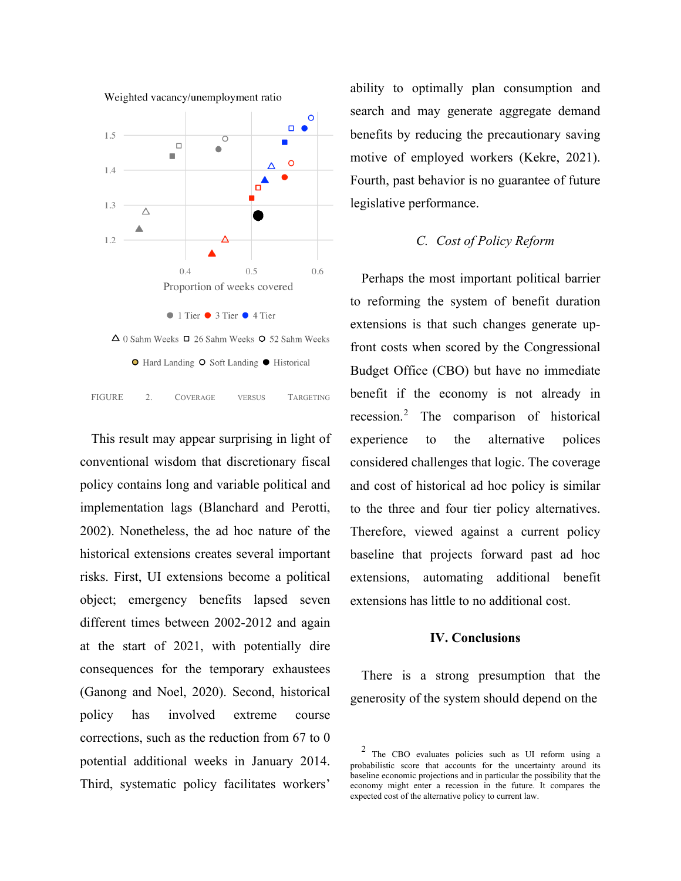FIGURE 2. COVERAGE VERSUS TARGETING

This result may appear surprising in light of conventional wisdom that discretionary fiscal policy contains long and variable political and implementation lags (Blanchard and Perotti, 2002). Nonetheless, the ad hoc nature of the historical extensions creates several important risks. First, UI extensions become a political object; emergency benefits lapsed seven different times between 2002-2012 and again at the start of 2021, with potentially dire consequences for the temporary exhaustees (Ganong and Noel, 2020). Second, historical policy has involved extreme course corrections, such as the reduction from 67 to 0 potential additional weeks in January 2014. Third, systematic policy facilitates workers' ability to optimally plan consumption and search and may generate aggregate demand benefits by reducing the precautionary saving motive of employed workers (Kekre, 2021). Fourth, past behavior is no guarantee of future legislative performance.

### *C. Cost of Policy Reform*

Perhaps the most important political barrier to reforming the system of benefit duration extensions is that such changes generate up-front costs when scored by the Congressional Budget Office (CBO) but have no immediate benefit if the economy is not already in recession.[2] The comparison of historical experience to the alternative polices considered challenges that logic. The coverage and cost of historical ad hoc policy is similar to the three and four tier policy alternatives. Therefore, viewed against a current policy baseline that projects forward past ad hoc extensions, automating additional benefit extensions has little to no additional cost.

## IV. Conclusions

There is a strong presumption that the generosity of the system should depend on the

[2] The CBO evaluates policies such as UI reform using a probabilistic score that accounts for the uncertainty around its baseline economic projections and in particular the possibility that the economy might enter a recession in the future. It compares the expected cost of the alternative policy to current law.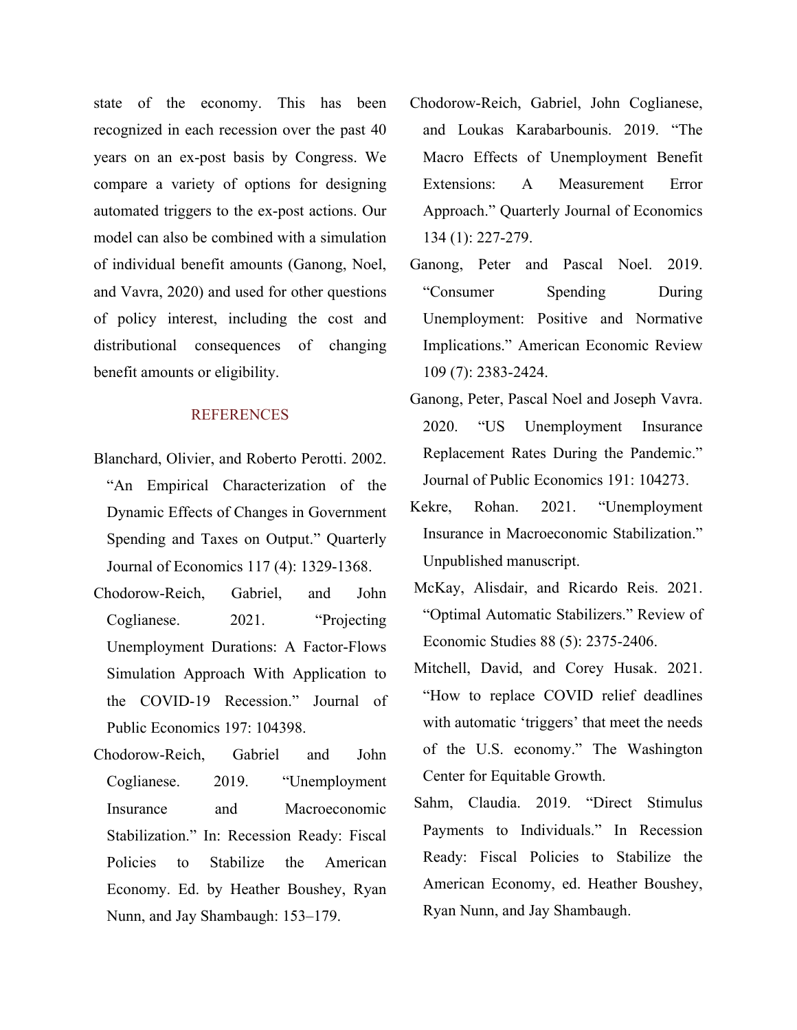state of the economy. This has been recognized in each recession over the past 40 years on an ex-post basis by Congress. We compare a variety of options for designing automated triggers to the ex-post actions. Our model can also be combined with a simulation of individual benefit amounts (Ganong, Noel, and Vavra, 2020) and used for other questions of policy interest, including the cost and distributional consequences of changing benefit amounts or eligibility.

## REFERENCES

Blanchard, Olivier, and Roberto Perotti. 2002. "An Empirical Characterization of the Dynamic Effects of Changes in Government Spending and Taxes on Output." Quarterly Journal of Economics 117 (4): 1329-1368.

Chodorow-Reich, Gabriel, and John Coglianese. 2021. "Projecting Unemployment Durations: A Factor-Flows Simulation Approach With Application to the COVID-19 Recession." Journal of Public Economics 197: 104398.

Chodorow-Reich, Gabriel and John Coglianese. 2019. "Unemployment Insurance and Macroeconomic Stabilization." In: Recession Ready: Fiscal Policies to Stabilize the American Economy. Ed. by Heather Boushey, Ryan Nunn, and Jay Shambaugh: 153–179.

Chodorow-Reich, Gabriel, John Coglianese, and Loukas Karabarbounis. 2019. "The Macro Effects of Unemployment Benefit Extensions: A Measurement Error Approach." Quarterly Journal of Economics 134 (1): 227-279.

Ganong, Peter and Pascal Noel. 2019. "Consumer Spending During Unemployment: Positive and Normative Implications." American Economic Review 109 (7): 2383-2424.

Ganong, Peter, Pascal Noel and Joseph Vavra. 2020. "US Unemployment Insurance Replacement Rates During the Pandemic." Journal of Public Economics 191: 104273.

Kekre, Rohan. 2021. "Unemployment Insurance in Macroeconomic Stabilization." Unpublished manuscript.

McKay, Alisdair, and Ricardo Reis. 2021. "Optimal Automatic Stabilizers." Review of Economic Studies 88 (5): 2375-2406.

Mitchell, David, and Corey Husak. 2021. "How to replace COVID relief deadlines with automatic 'triggers' that meet the needs of the U.S. economy." The Washington Center for Equitable Growth.

Sahm, Claudia. 2019. "Direct Stimulus Payments to Individuals." In Recession Ready: Fiscal Policies to Stabilize the American Economy, ed. Heather Boushey, Ryan Nunn, and Jay Shambaugh.